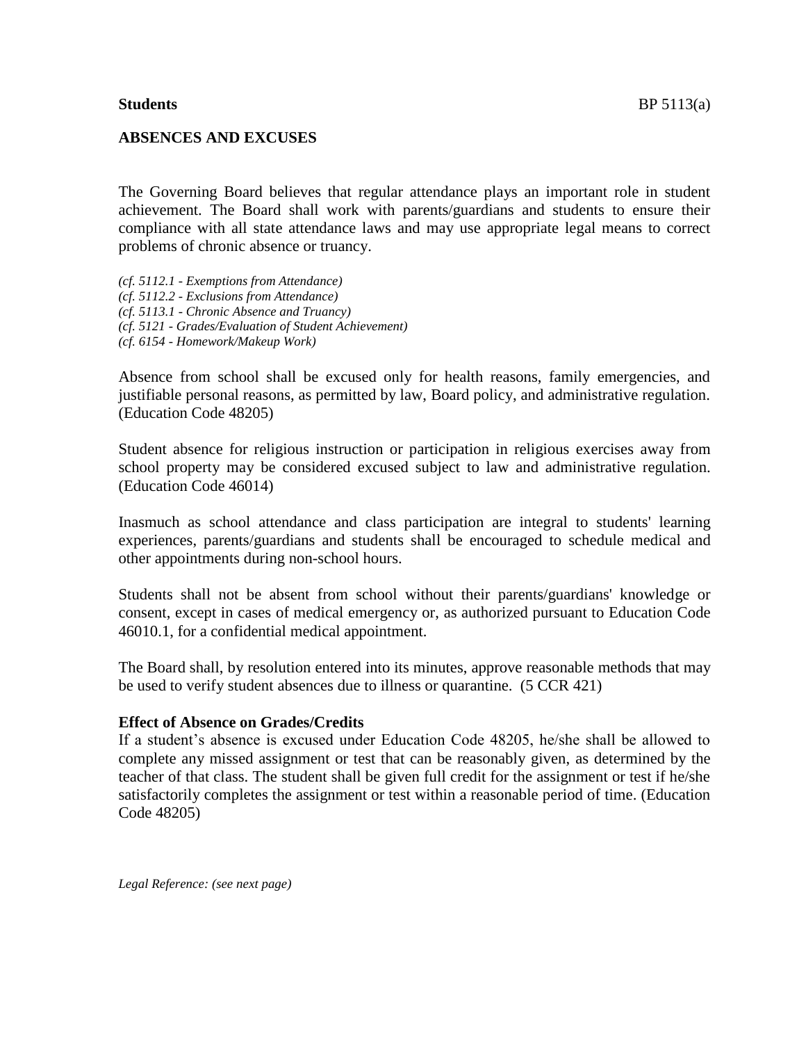**Students** BP 5113(a)

## ABSENCES AND EXCUSES

The Governing Board believes that regular attendance plays an important role in student achievement. The Board shall work with parents/guardians and students to ensure their compliance with all state attendance laws and may use appropriate legal means to correct problems of chronic absence or truancy.

*(cf. 5112.1 - Exemptions from Attendance)*
*(cf. 5112.2 - Exclusions from Attendance)*
*(cf. 5113.1 - Chronic Absence and Truancy)*
*(cf. 5121 - Grades/Evaluation of Student Achievement)*
*(cf. 6154 - Homework/Makeup Work)*

Absence from school shall be excused only for health reasons, family emergencies, and justifiable personal reasons, as permitted by law, Board policy, and administrative regulation. (Education Code 48205)

Student absence for religious instruction or participation in religious exercises away from school property may be considered excused subject to law and administrative regulation. (Education Code 46014)

Inasmuch as school attendance and class participation are integral to students' learning experiences, parents/guardians and students shall be encouraged to schedule medical and other appointments during non-school hours.

Students shall not be absent from school without their parents/guardians' knowledge or consent, except in cases of medical emergency or, as authorized pursuant to Education Code 46010.1, for a confidential medical appointment.

The Board shall, by resolution entered into its minutes, approve reasonable methods that may be used to verify student absences due to illness or quarantine. (5 CCR 421)

### Effect of Absence on Grades/Credits

If a student's absence is excused under Education Code 48205, he/she shall be allowed to complete any missed assignment or test that can be reasonably given, as determined by the teacher of that class. The student shall be given full credit for the assignment or test if he/she satisfactorily completes the assignment or test within a reasonable period of time. (Education Code 48205)

*Legal Reference: (see next page)*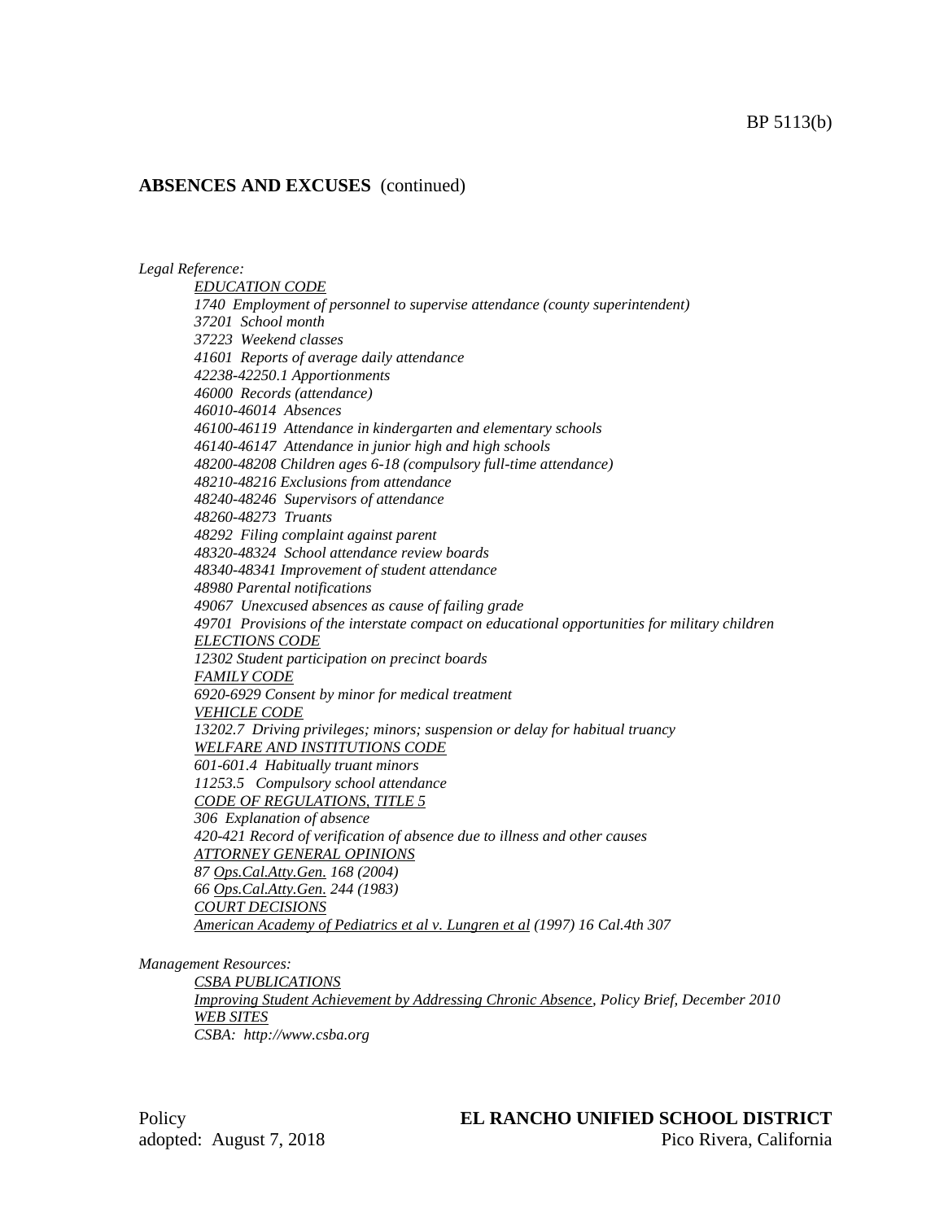**ABSENCES AND EXCUSES** (continued)

*Legal Reference:*

*EDUCATION CODE*
*1740 Employment of personnel to supervise attendance (county superintendent)*
*37201 School month*
*37223 Weekend classes*
*41601 Reports of average daily attendance*
*42238-42250.1 Apportionments*
*46000 Records (attendance)*
*46010-46014 Absences*
*46100-46119 Attendance in kindergarten and elementary schools*
*46140-46147 Attendance in junior high and high schools*
*48200-48208 Children ages 6-18 (compulsory full-time attendance)*
*48210-48216 Exclusions from attendance*
*48240-48246 Supervisors of attendance*
*48260-48273 Truants*
*48292 Filing complaint against parent*
*48320-48324 School attendance review boards*
*48340-48341 Improvement of student attendance*
*48980 Parental notifications*
*49067 Unexcused absences as cause of failing grade*
*49701 Provisions of the interstate compact on educational opportunities for military children*
*ELECTIONS CODE*
*12302 Student participation on precinct boards*
*FAMILY CODE*
*6920-6929 Consent by minor for medical treatment*
*VEHICLE CODE*
*13202.7 Driving privileges; minors; suspension or delay for habitual truancy*
*WELFARE AND INSTITUTIONS CODE*
*601-601.4 Habitually truant minors*
*11253.5 Compulsory school attendance*
*CODE OF REGULATIONS, TITLE 5*
*306 Explanation of absence*
*420-421 Record of verification of absence due to illness and other causes*
*ATTORNEY GENERAL OPINIONS*
*87 Ops.Cal.Atty.Gen. 168 (2004)*
*66 Ops.Cal.Atty.Gen. 244 (1983)*
*COURT DECISIONS*
*American Academy of Pediatrics et al v. Lungren et al (1997) 16 Cal.4th 307*

*Management Resources:*

*CSBA PUBLICATIONS*
*Improving Student Achievement by Addressing Chronic Absence, Policy Brief, December 2010*
*WEB SITES*
*CSBA: http://www.csba.org*

Policy
adopted: August 7, 2018

**EL RANCHO UNIFIED SCHOOL DISTRICT**
Pico Rivera, California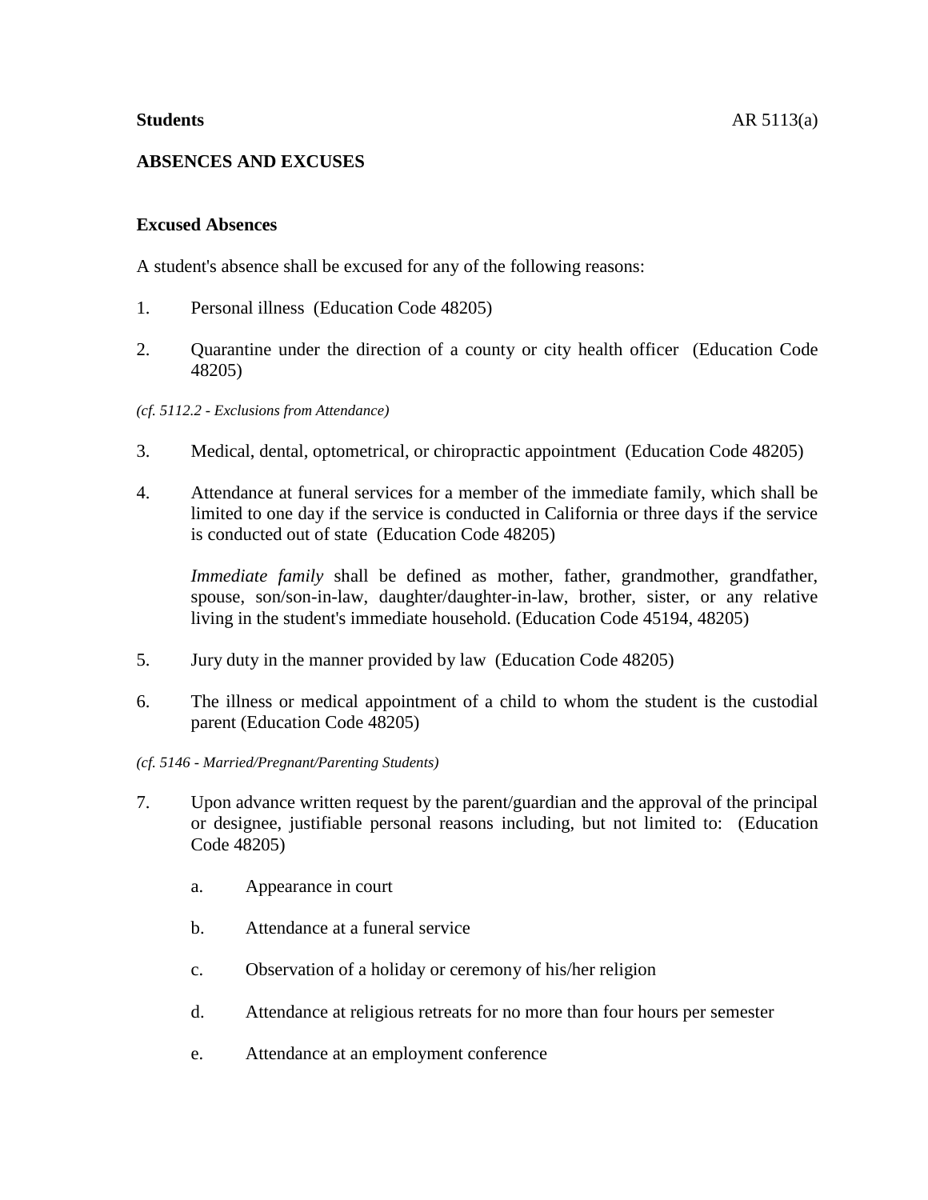**Students** AR 5113(a)

## ABSENCES AND EXCUSES

### Excused Absences

A student's absence shall be excused for any of the following reasons:

1. Personal illness (Education Code 48205)

2. Quarantine under the direction of a county or city health officer (Education Code 48205)

*(cf. 5112.2 - Exclusions from Attendance)*

3. Medical, dental, optometrical, or chiropractic appointment (Education Code 48205)

4. Attendance at funeral services for a member of the immediate family, which shall be limited to one day if the service is conducted in California or three days if the service is conducted out of state (Education Code 48205)

   *Immediate family* shall be defined as mother, father, grandmother, grandfather, spouse, son/son-in-law, daughter/daughter-in-law, brother, sister, or any relative living in the student's immediate household. (Education Code 45194, 48205)

5. Jury duty in the manner provided by law (Education Code 48205)

6. The illness or medical appointment of a child to whom the student is the custodial parent (Education Code 48205)

*(cf. 5146 - Married/Pregnant/Parenting Students)*

7. Upon advance written request by the parent/guardian and the approval of the principal or designee, justifiable personal reasons including, but not limited to: (Education Code 48205)

   a. Appearance in court

   b. Attendance at a funeral service

   c. Observation of a holiday or ceremony of his/her religion

   d. Attendance at religious retreats for no more than four hours per semester

   e. Attendance at an employment conference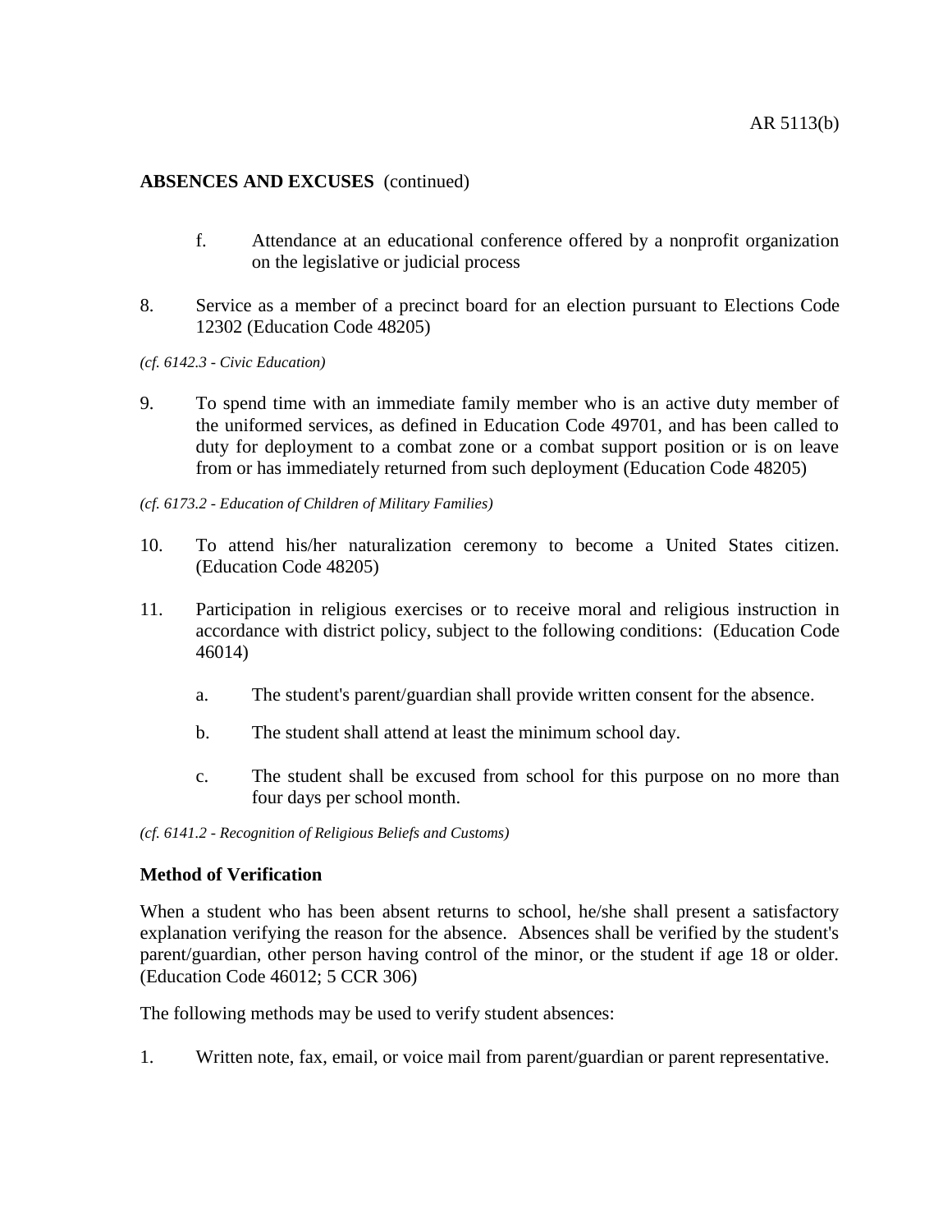**ABSENCES AND EXCUSES** (continued)

f. Attendance at an educational conference offered by a nonprofit organization on the legislative or judicial process

8. Service as a member of a precinct board for an election pursuant to Elections Code 12302 (Education Code 48205)

*(cf. 6142.3 - Civic Education)*

9. To spend time with an immediate family member who is an active duty member of the uniformed services, as defined in Education Code 49701, and has been called to duty for deployment to a combat zone or a combat support position or is on leave from or has immediately returned from such deployment (Education Code 48205)

*(cf. 6173.2 - Education of Children of Military Families)*

10. To attend his/her naturalization ceremony to become a United States citizen. (Education Code 48205)

11. Participation in religious exercises or to receive moral and religious instruction in accordance with district policy, subject to the following conditions: (Education Code 46014)

    a. The student's parent/guardian shall provide written consent for the absence.

    b. The student shall attend at least the minimum school day.

    c. The student shall be excused from school for this purpose on no more than four days per school month.

*(cf. 6141.2 - Recognition of Religious Beliefs and Customs)*

**Method of Verification**

When a student who has been absent returns to school, he/she shall present a satisfactory explanation verifying the reason for the absence. Absences shall be verified by the student's parent/guardian, other person having control of the minor, or the student if age 18 or older. (Education Code 46012; 5 CCR 306)

The following methods may be used to verify student absences:

1. Written note, fax, email, or voice mail from parent/guardian or parent representative.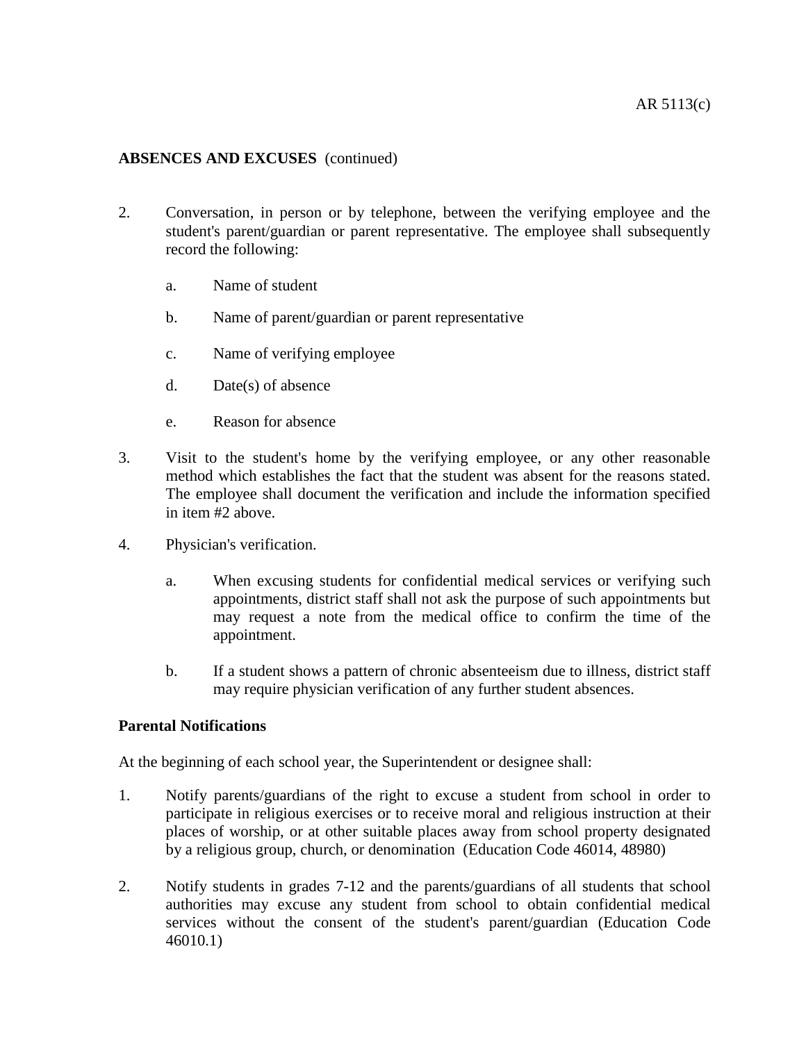**ABSENCES AND EXCUSES** (continued)

2. Conversation, in person or by telephone, between the verifying employee and the student's parent/guardian or parent representative. The employee shall subsequently record the following:

   a. Name of student

   b. Name of parent/guardian or parent representative

   c. Name of verifying employee

   d. Date(s) of absence

   e. Reason for absence

3. Visit to the student's home by the verifying employee, or any other reasonable method which establishes the fact that the student was absent for the reasons stated. The employee shall document the verification and include the information specified in item #2 above.

4. Physician's verification.

   a. When excusing students for confidential medical services or verifying such appointments, district staff shall not ask the purpose of such appointments but may request a note from the medical office to confirm the time of the appointment.

   b. If a student shows a pattern of chronic absenteeism due to illness, district staff may require physician verification of any further student absences.

**Parental Notifications**

At the beginning of each school year, the Superintendent or designee shall:

1. Notify parents/guardians of the right to excuse a student from school in order to participate in religious exercises or to receive moral and religious instruction at their places of worship, or at other suitable places away from school property designated by a religious group, church, or denomination (Education Code 46014, 48980)

2. Notify students in grades 7-12 and the parents/guardians of all students that school authorities may excuse any student from school to obtain confidential medical services without the consent of the student's parent/guardian (Education Code 46010.1)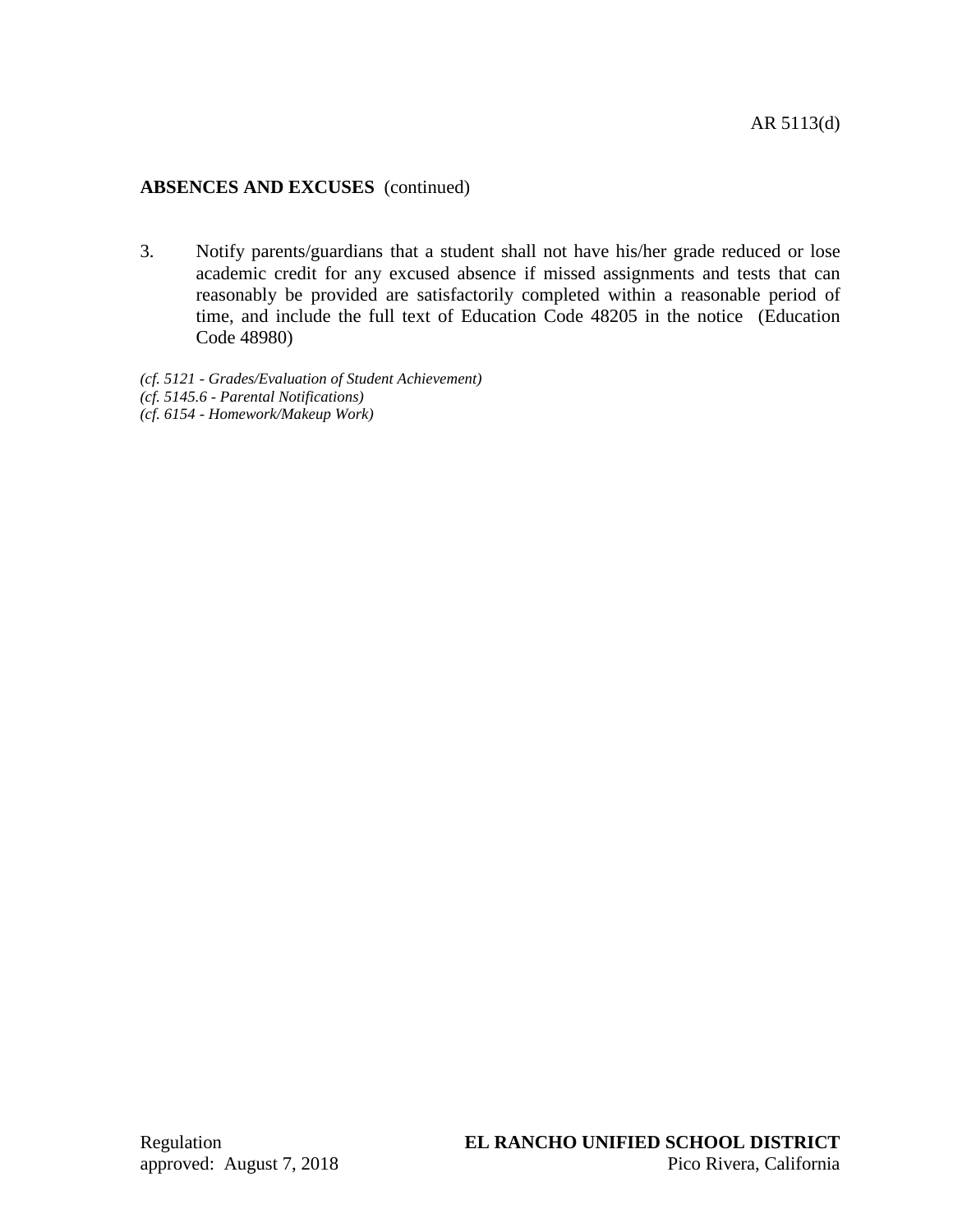**ABSENCES AND EXCUSES** (continued)

3. Notify parents/guardians that a student shall not have his/her grade reduced or lose academic credit for any excused absence if missed assignments and tests that can reasonably be provided are satisfactorily completed within a reasonable period of time, and include the full text of Education Code 48205 in the notice (Education Code 48980)

*(cf. 5121 - Grades/Evaluation of Student Achievement)*
*(cf. 5145.6 - Parental Notifications)*
*(cf. 6154 - Homework/Makeup Work)*

Regulation approved: August 7, 2018

**EL RANCHO UNIFIED SCHOOL DISTRICT**
Pico Rivera, California